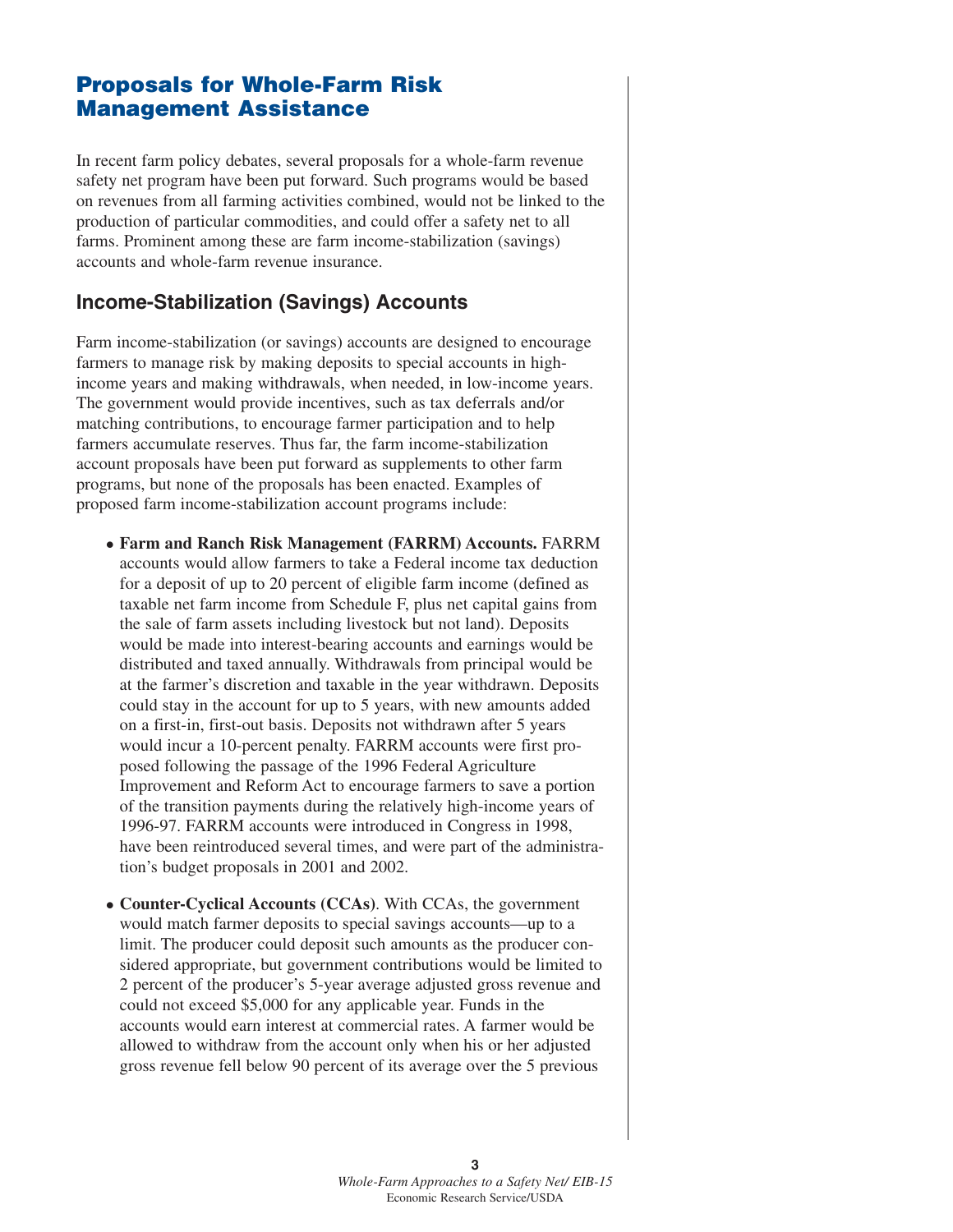# Proposals for Whole-Farm Risk Management Assistance

In recent farm policy debates, several proposals for a whole-farm revenue safety net program have been put forward. Such programs would be based on revenues from all farming activities combined, would not be linked to the production of particular commodities, and could offer a safety net to all farms. Prominent among these are farm income-stabilization (savings) accounts and whole-farm revenue insurance.

## Income-Stabilization (Savings) Accounts

Farm income-stabilization (or savings) accounts are designed to encourage farmers to manage risk by making deposits to special accounts in high-income years and making withdrawals, when needed, in low-income years. The government would provide incentives, such as tax deferrals and/or matching contributions, to encourage farmer participation and to help farmers accumulate reserves. Thus far, the farm income-stabilization account proposals have been put forward as supplements to other farm programs, but none of the proposals has been enacted. Examples of proposed farm income-stabilization account programs include:

- **Farm and Ranch Risk Management (FARRM) Accounts.** FARRM accounts would allow farmers to take a Federal income tax deduction for a deposit of up to 20 percent of eligible farm income (defined as taxable net farm income from Schedule F, plus net capital gains from the sale of farm assets including livestock but not land). Deposits would be made into interest-bearing accounts and earnings would be distributed and taxed annually. Withdrawals from principal would be at the farmer's discretion and taxable in the year withdrawn. Deposits could stay in the account for up to 5 years, with new amounts added on a first-in, first-out basis. Deposits not withdrawn after 5 years would incur a 10-percent penalty. FARRM accounts were first proposed following the passage of the 1996 Federal Agriculture Improvement and Reform Act to encourage farmers to save a portion of the transition payments during the relatively high-income years of 1996-97. FARRM accounts were introduced in Congress in 1998, have been reintroduced several times, and were part of the administration's budget proposals in 2001 and 2002.

- **Counter-Cyclical Accounts (CCAs)**. With CCAs, the government would match farmer deposits to special savings accounts—up to a limit. The producer could deposit such amounts as the producer considered appropriate, but government contributions would be limited to 2 percent of the producer's 5-year average adjusted gross revenue and could not exceed $5,000 for any applicable year. Funds in the accounts would earn interest at commercial rates. A farmer would be allowed to withdraw from the account only when his or her adjusted gross revenue fell below 90 percent of its average over the 5 previous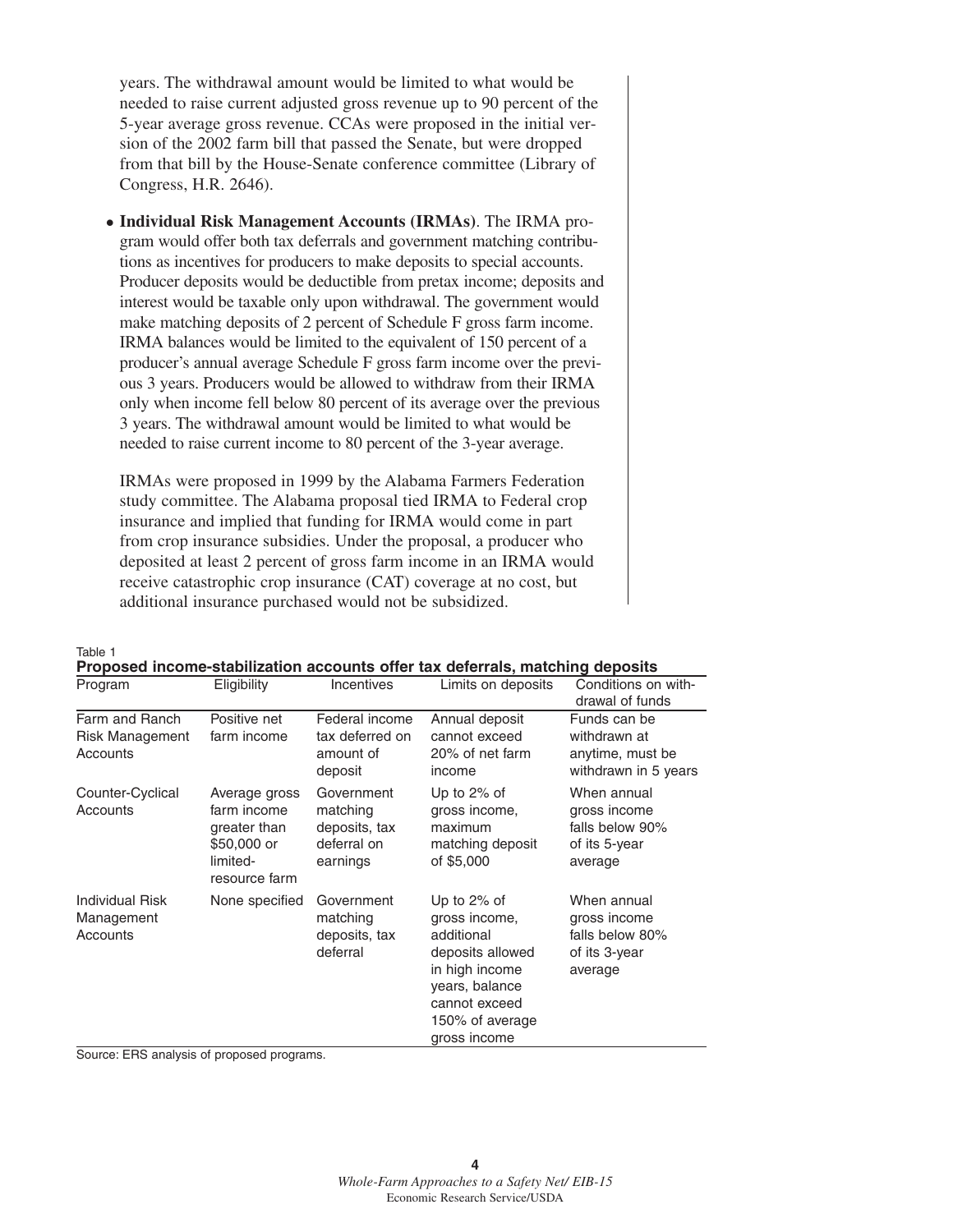years. The withdrawal amount would be limited to what would be needed to raise current adjusted gross revenue up to 90 percent of the 5-year average gross revenue. CCAs were proposed in the initial version of the 2002 farm bill that passed the Senate, but were dropped from that bill by the House-Senate conference committee (Library of Congress, H.R. 2646).

- **Individual Risk Management Accounts (IRMAs)**. The IRMA program would offer both tax deferrals and government matching contributions as incentives for producers to make deposits to special accounts. Producer deposits would be deductible from pretax income; deposits and interest would be taxable only upon withdrawal. The government would make matching deposits of 2 percent of Schedule F gross farm income. IRMA balances would be limited to the equivalent of 150 percent of a producer's annual average Schedule F gross farm income over the previous 3 years. Producers would be allowed to withdraw from their IRMA only when income fell below 80 percent of its average over the previous 3 years. The withdrawal amount would be limited to what would be needed to raise current income to 80 percent of the 3-year average.

  IRMAs were proposed in 1999 by the Alabama Farmers Federation study committee. The Alabama proposal tied IRMA to Federal crop insurance and implied that funding for IRMA would come in part from crop insurance subsidies. Under the proposal, a producer who deposited at least 2 percent of gross farm income in an IRMA would receive catastrophic crop insurance (CAT) coverage at no cost, but additional insurance purchased would not be subsidized.

Table 1
**Proposed income-stabilization accounts offer tax deferrals, matching deposits**

| Program | Eligibility | Incentives | Limits on deposits | Conditions on withdrawal of funds |
|---|---|---|---|---|
| Farm and Ranch Risk Management Accounts | Positive net farm income | Federal income tax deferred on amount of deposit | Annual deposit cannot exceed 20% of net farm income | Funds can be withdrawn at anytime, must be withdrawn in 5 years |
| Counter-Cyclical Accounts | Average gross farm income greater than $50,000 or limited-resource farm | Government matching deposits, tax deferral on earnings | Up to 2% of gross income, maximum matching deposit of $5,000 | When annual gross income falls below 90% of its 5-year average |
| Individual Risk Management Accounts | None specified | Government matching deposits, tax deferral | Up to 2% of gross income, additional deposits allowed in high income years, balance cannot exceed 150% of average gross income | When annual gross income falls below 80% of its 3-year average |

Source: ERS analysis of proposed programs.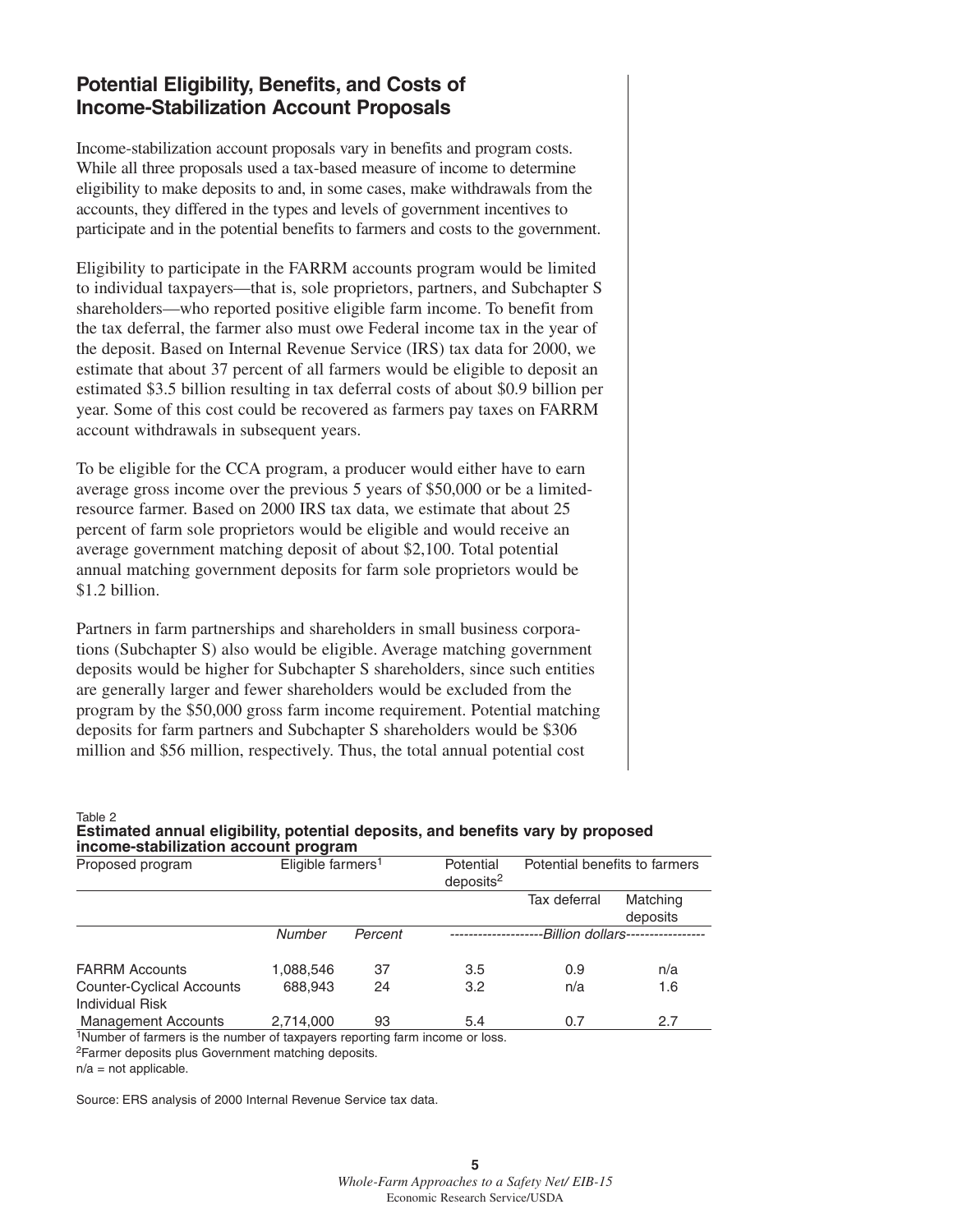## Potential Eligibility, Benefits, and Costs of Income-Stabilization Account Proposals

Income-stabilization account proposals vary in benefits and program costs. While all three proposals used a tax-based measure of income to determine eligibility to make deposits to and, in some cases, make withdrawals from the accounts, they differed in the types and levels of government incentives to participate and in the potential benefits to farmers and costs to the government.

Eligibility to participate in the FARRM accounts program would be limited to individual taxpayers—that is, sole proprietors, partners, and Subchapter S shareholders—who reported positive eligible farm income. To benefit from the tax deferral, the farmer also must owe Federal income tax in the year of the deposit. Based on Internal Revenue Service (IRS) tax data for 2000, we estimate that about 37 percent of all farmers would be eligible to deposit an estimated $3.5 billion resulting in tax deferral costs of about $0.9 billion per year. Some of this cost could be recovered as farmers pay taxes on FARRM account withdrawals in subsequent years.

To be eligible for the CCA program, a producer would either have to earn average gross income over the previous 5 years of $50,000 or be a limited-resource farmer. Based on 2000 IRS tax data, we estimate that about 25 percent of farm sole proprietors would be eligible and would receive an average government matching deposit of about $2,100. Total potential annual matching government deposits for farm sole proprietors would be $1.2 billion.

Partners in farm partnerships and shareholders in small business corporations (Subchapter S) also would be eligible. Average matching government deposits would be higher for Subchapter S shareholders, since such entities are generally larger and fewer shareholders would be excluded from the program by the $50,000 gross farm income requirement. Potential matching deposits for farm partners and Subchapter S shareholders would be $306 million and $56 million, respectively. Thus, the total annual potential cost

Table 2
**Estimated annual eligibility, potential deposits, and benefits vary by proposed income-stabilization account program**

| Proposed program | Eligible farmers[1] | | Potential deposits[2] | Potential benefits to farmers | |
|---|---|---|---|---|---|
| | | | | Tax deferral | Matching deposits |
| | *Number* | *Percent* | *Billion dollars* | | |
| FARRM Accounts | 1,088,546 | 37 | 3.5 | 0.9 | n/a |
| Counter-Cyclical Accounts | 688,943 | 24 | 3.2 | n/a | 1.6 |
| Individual Risk Management Accounts | 2,714,000 | 93 | 5.4 | 0.7 | 2.7 |

[1]Number of farmers is the number of taxpayers reporting farm income or loss.
[2]Farmer deposits plus Government matching deposits.
n/a = not applicable.

Source: ERS analysis of 2000 Internal Revenue Service tax data.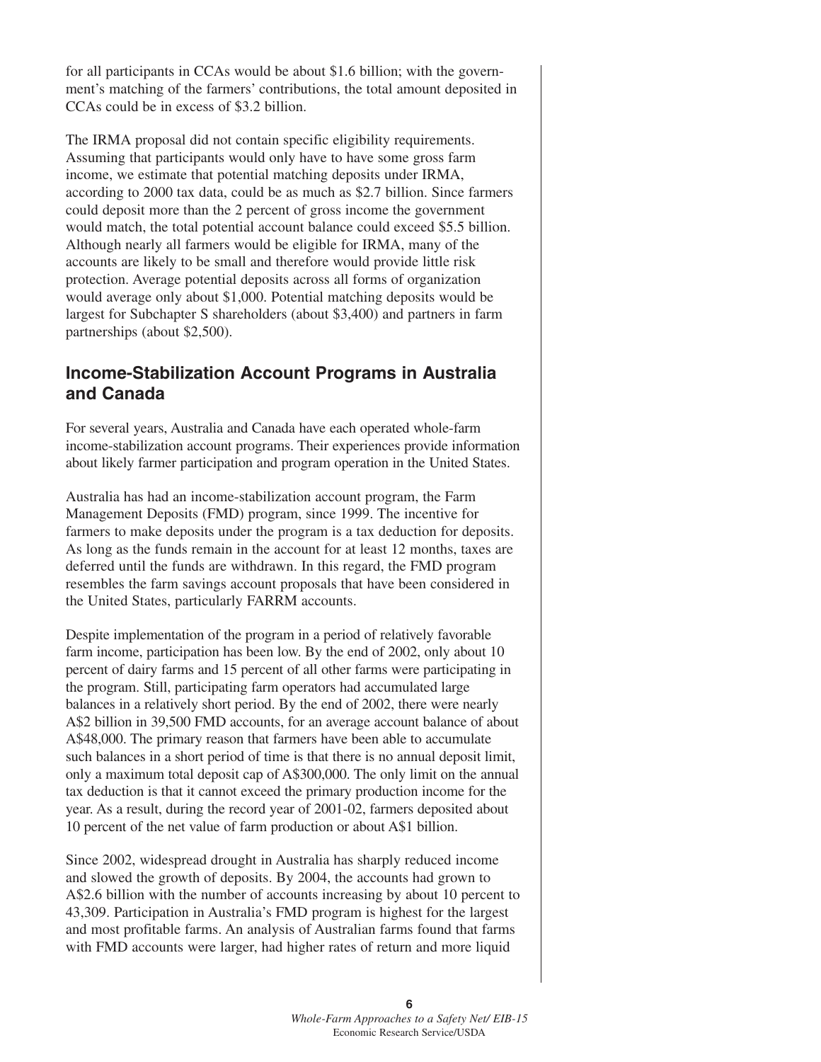for all participants in CCAs would be about $1.6 billion; with the government's matching of the farmers' contributions, the total amount deposited in CCAs could be in excess of $3.2 billion.

The IRMA proposal did not contain specific eligibility requirements. Assuming that participants would only have to have some gross farm income, we estimate that potential matching deposits under IRMA, according to 2000 tax data, could be as much as $2.7 billion. Since farmers could deposit more than the 2 percent of gross income the government would match, the total potential account balance could exceed $5.5 billion. Although nearly all farmers would be eligible for IRMA, many of the accounts are likely to be small and therefore would provide little risk protection. Average potential deposits across all forms of organization would average only about $1,000. Potential matching deposits would be largest for Subchapter S shareholders (about $3,400) and partners in farm partnerships (about $2,500).

## Income-Stabilization Account Programs in Australia and Canada

For several years, Australia and Canada have each operated whole-farm income-stabilization account programs. Their experiences provide information about likely farmer participation and program operation in the United States.

Australia has had an income-stabilization account program, the Farm Management Deposits (FMD) program, since 1999. The incentive for farmers to make deposits under the program is a tax deduction for deposits. As long as the funds remain in the account for at least 12 months, taxes are deferred until the funds are withdrawn. In this regard, the FMD program resembles the farm savings account proposals that have been considered in the United States, particularly FARRM accounts.

Despite implementation of the program in a period of relatively favorable farm income, participation has been low. By the end of 2002, only about 10 percent of dairy farms and 15 percent of all other farms were participating in the program. Still, participating farm operators had accumulated large balances in a relatively short period. By the end of 2002, there were nearly A$2 billion in 39,500 FMD accounts, for an average account balance of about A$48,000. The primary reason that farmers have been able to accumulate such balances in a short period of time is that there is no annual deposit limit, only a maximum total deposit cap of A$300,000. The only limit on the annual tax deduction is that it cannot exceed the primary production income for the year. As a result, during the record year of 2001-02, farmers deposited about 10 percent of the net value of farm production or about A$1 billion.

Since 2002, widespread drought in Australia has sharply reduced income and slowed the growth of deposits. By 2004, the accounts had grown to A$2.6 billion with the number of accounts increasing by about 10 percent to 43,309. Participation in Australia's FMD program is highest for the largest and most profitable farms. An analysis of Australian farms found that farms with FMD accounts were larger, had higher rates of return and more liquid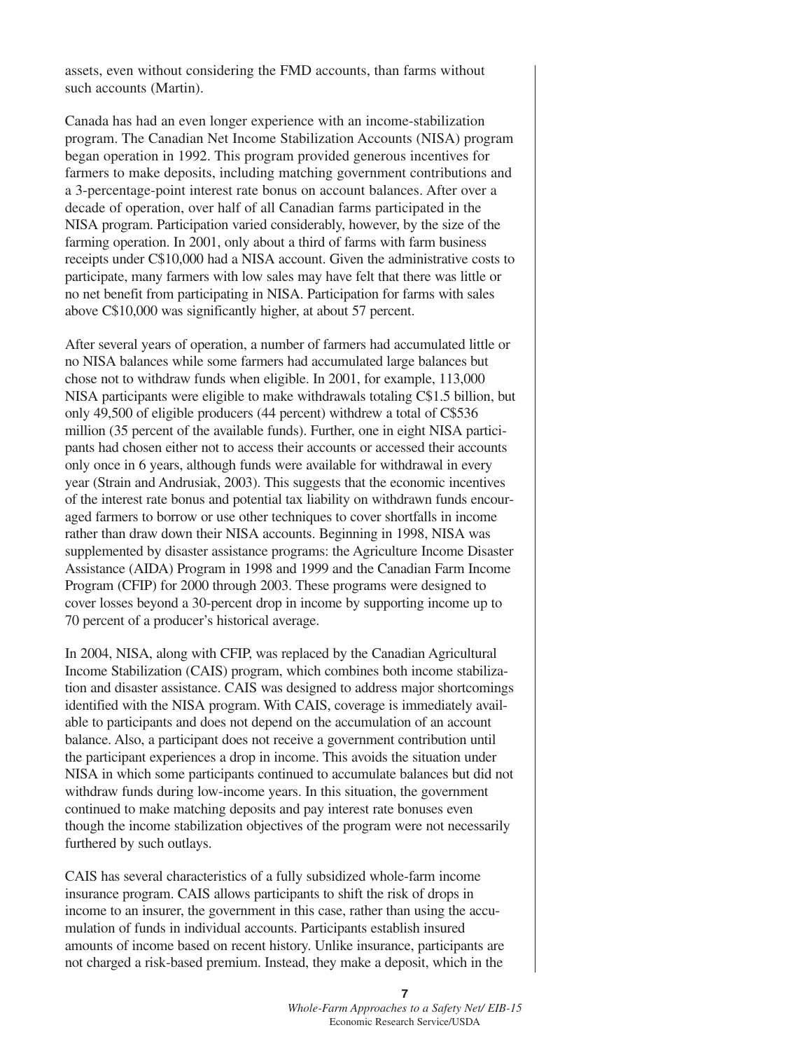assets, even without considering the FMD accounts, than farms without such accounts (Martin).

Canada has had an even longer experience with an income-stabilization program. The Canadian Net Income Stabilization Accounts (NISA) program began operation in 1992. This program provided generous incentives for farmers to make deposits, including matching government contributions and a 3-percentage-point interest rate bonus on account balances. After over a decade of operation, over half of all Canadian farms participated in the NISA program. Participation varied considerably, however, by the size of the farming operation. In 2001, only about a third of farms with farm business receipts under C$10,000 had a NISA account. Given the administrative costs to participate, many farmers with low sales may have felt that there was little or no net benefit from participating in NISA. Participation for farms with sales above C$10,000 was significantly higher, at about 57 percent.

After several years of operation, a number of farmers had accumulated little or no NISA balances while some farmers had accumulated large balances but chose not to withdraw funds when eligible. In 2001, for example, 113,000 NISA participants were eligible to make withdrawals totaling C$1.5 billion, but only 49,500 of eligible producers (44 percent) withdrew a total of C$536 million (35 percent of the available funds). Further, one in eight NISA participants had chosen either not to access their accounts or accessed their accounts only once in 6 years, although funds were available for withdrawal in every year (Strain and Andrusiak, 2003). This suggests that the economic incentives of the interest rate bonus and potential tax liability on withdrawn funds encouraged farmers to borrow or use other techniques to cover shortfalls in income rather than draw down their NISA accounts. Beginning in 1998, NISA was supplemented by disaster assistance programs: the Agriculture Income Disaster Assistance (AIDA) Program in 1998 and 1999 and the Canadian Farm Income Program (CFIP) for 2000 through 2003. These programs were designed to cover losses beyond a 30-percent drop in income by supporting income up to 70 percent of a producer's historical average.

In 2004, NISA, along with CFIP, was replaced by the Canadian Agricultural Income Stabilization (CAIS) program, which combines both income stabilization and disaster assistance. CAIS was designed to address major shortcomings identified with the NISA program. With CAIS, coverage is immediately available to participants and does not depend on the accumulation of an account balance. Also, a participant does not receive a government contribution until the participant experiences a drop in income. This avoids the situation under NISA in which some participants continued to accumulate balances but did not withdraw funds during low-income years. In this situation, the government continued to make matching deposits and pay interest rate bonuses even though the income stabilization objectives of the program were not necessarily furthered by such outlays.

CAIS has several characteristics of a fully subsidized whole-farm income insurance program. CAIS allows participants to shift the risk of drops in income to an insurer, the government in this case, rather than using the accumulation of funds in individual accounts. Participants establish insured amounts of income based on recent history. Unlike insurance, participants are not charged a risk-based premium. Instead, they make a deposit, which in the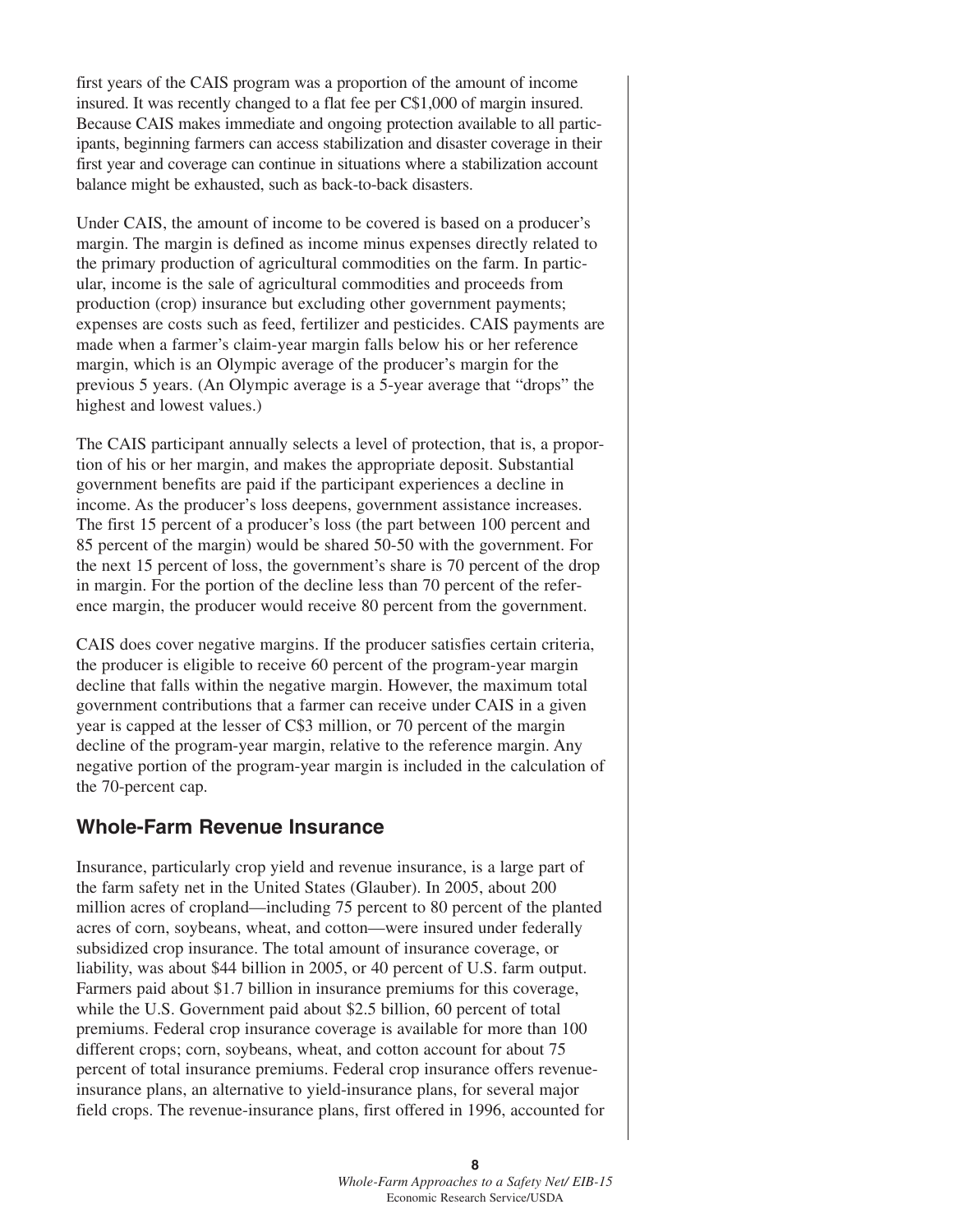first years of the CAIS program was a proportion of the amount of income insured. It was recently changed to a flat fee per C$1,000 of margin insured. Because CAIS makes immediate and ongoing protection available to all participants, beginning farmers can access stabilization and disaster coverage in their first year and coverage can continue in situations where a stabilization account balance might be exhausted, such as back-to-back disasters.

Under CAIS, the amount of income to be covered is based on a producer's margin. The margin is defined as income minus expenses directly related to the primary production of agricultural commodities on the farm. In particular, income is the sale of agricultural commodities and proceeds from production (crop) insurance but excluding other government payments; expenses are costs such as feed, fertilizer and pesticides. CAIS payments are made when a farmer's claim-year margin falls below his or her reference margin, which is an Olympic average of the producer's margin for the previous 5 years. (An Olympic average is a 5-year average that "drops" the highest and lowest values.)

The CAIS participant annually selects a level of protection, that is, a proportion of his or her margin, and makes the appropriate deposit. Substantial government benefits are paid if the participant experiences a decline in income. As the producer's loss deepens, government assistance increases. The first 15 percent of a producer's loss (the part between 100 percent and 85 percent of the margin) would be shared 50-50 with the government. For the next 15 percent of loss, the government's share is 70 percent of the drop in margin. For the portion of the decline less than 70 percent of the reference margin, the producer would receive 80 percent from the government.

CAIS does cover negative margins. If the producer satisfies certain criteria, the producer is eligible to receive 60 percent of the program-year margin decline that falls within the negative margin. However, the maximum total government contributions that a farmer can receive under CAIS in a given year is capped at the lesser of C$3 million, or 70 percent of the margin decline of the program-year margin, relative to the reference margin. Any negative portion of the program-year margin is included in the calculation of the 70-percent cap.

## Whole-Farm Revenue Insurance

Insurance, particularly crop yield and revenue insurance, is a large part of the farm safety net in the United States (Glauber). In 2005, about 200 million acres of cropland—including 75 percent to 80 percent of the planted acres of corn, soybeans, wheat, and cotton—were insured under federally subsidized crop insurance. The total amount of insurance coverage, or liability, was about $44 billion in 2005, or 40 percent of U.S. farm output. Farmers paid about $1.7 billion in insurance premiums for this coverage, while the U.S. Government paid about $2.5 billion, 60 percent of total premiums. Federal crop insurance coverage is available for more than 100 different crops; corn, soybeans, wheat, and cotton account for about 75 percent of total insurance premiums. Federal crop insurance offers revenue-insurance plans, an alternative to yield-insurance plans, for several major field crops. The revenue-insurance plans, first offered in 1996, accounted for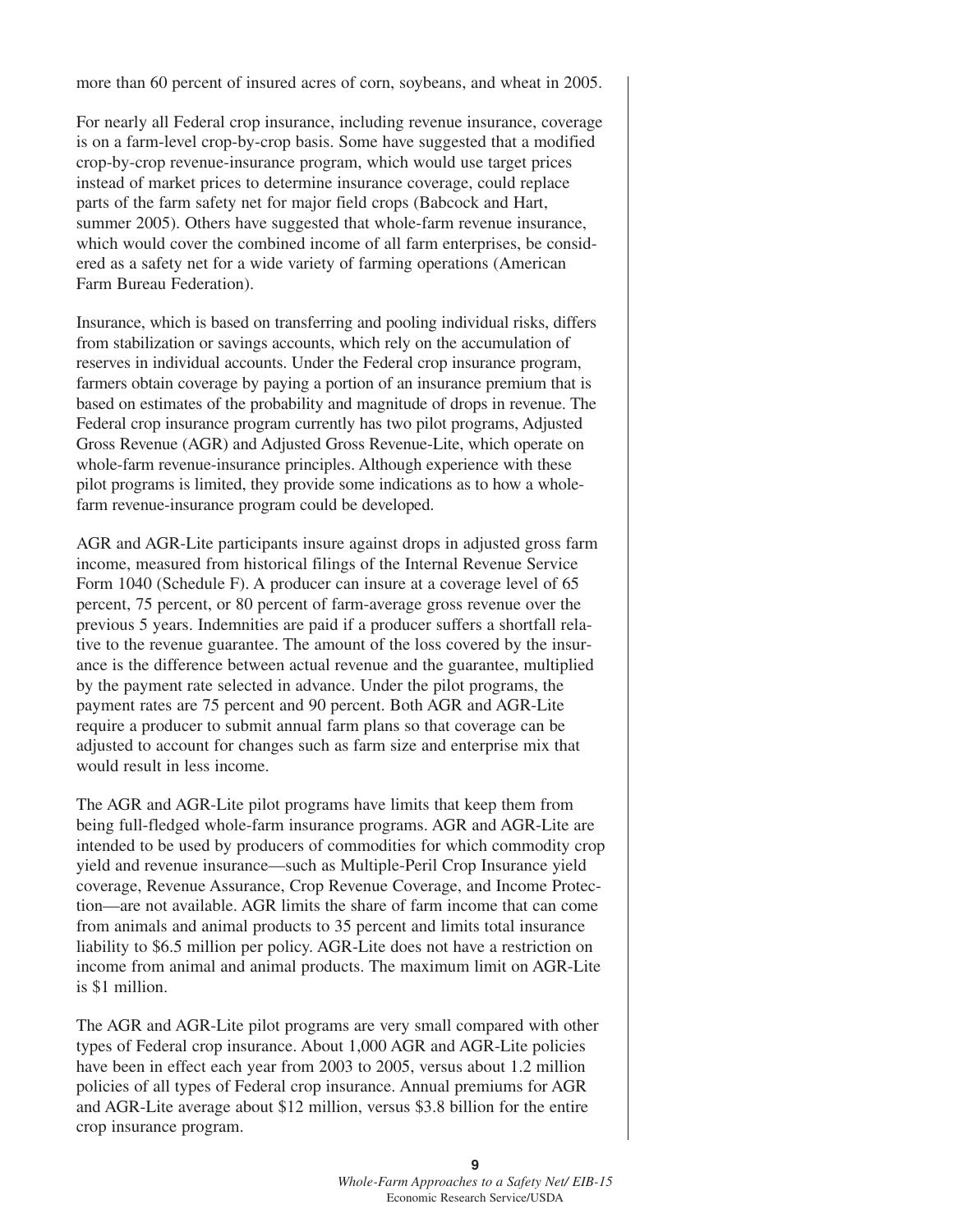more than 60 percent of insured acres of corn, soybeans, and wheat in 2005.

For nearly all Federal crop insurance, including revenue insurance, coverage is on a farm-level crop-by-crop basis. Some have suggested that a modified crop-by-crop revenue-insurance program, which would use target prices instead of market prices to determine insurance coverage, could replace parts of the farm safety net for major field crops (Babcock and Hart, summer 2005). Others have suggested that whole-farm revenue insurance, which would cover the combined income of all farm enterprises, be considered as a safety net for a wide variety of farming operations (American Farm Bureau Federation).

Insurance, which is based on transferring and pooling individual risks, differs from stabilization or savings accounts, which rely on the accumulation of reserves in individual accounts. Under the Federal crop insurance program, farmers obtain coverage by paying a portion of an insurance premium that is based on estimates of the probability and magnitude of drops in revenue. The Federal crop insurance program currently has two pilot programs, Adjusted Gross Revenue (AGR) and Adjusted Gross Revenue-Lite, which operate on whole-farm revenue-insurance principles. Although experience with these pilot programs is limited, they provide some indications as to how a whole-farm revenue-insurance program could be developed.

AGR and AGR-Lite participants insure against drops in adjusted gross farm income, measured from historical filings of the Internal Revenue Service Form 1040 (Schedule F). A producer can insure at a coverage level of 65 percent, 75 percent, or 80 percent of farm-average gross revenue over the previous 5 years. Indemnities are paid if a producer suffers a shortfall relative to the revenue guarantee. The amount of the loss covered by the insurance is the difference between actual revenue and the guarantee, multiplied by the payment rate selected in advance. Under the pilot programs, the payment rates are 75 percent and 90 percent. Both AGR and AGR-Lite require a producer to submit annual farm plans so that coverage can be adjusted to account for changes such as farm size and enterprise mix that would result in less income.

The AGR and AGR-Lite pilot programs have limits that keep them from being full-fledged whole-farm insurance programs. AGR and AGR-Lite are intended to be used by producers of commodities for which commodity crop yield and revenue insurance—such as Multiple-Peril Crop Insurance yield coverage, Revenue Assurance, Crop Revenue Coverage, and Income Protection—are not available. AGR limits the share of farm income that can come from animals and animal products to 35 percent and limits total insurance liability to $6.5 million per policy. AGR-Lite does not have a restriction on income from animal and animal products. The maximum limit on AGR-Lite is $1 million.

The AGR and AGR-Lite pilot programs are very small compared with other types of Federal crop insurance. About 1,000 AGR and AGR-Lite policies have been in effect each year from 2003 to 2005, versus about 1.2 million policies of all types of Federal crop insurance. Annual premiums for AGR and AGR-Lite average about $12 million, versus $3.8 billion for the entire crop insurance program.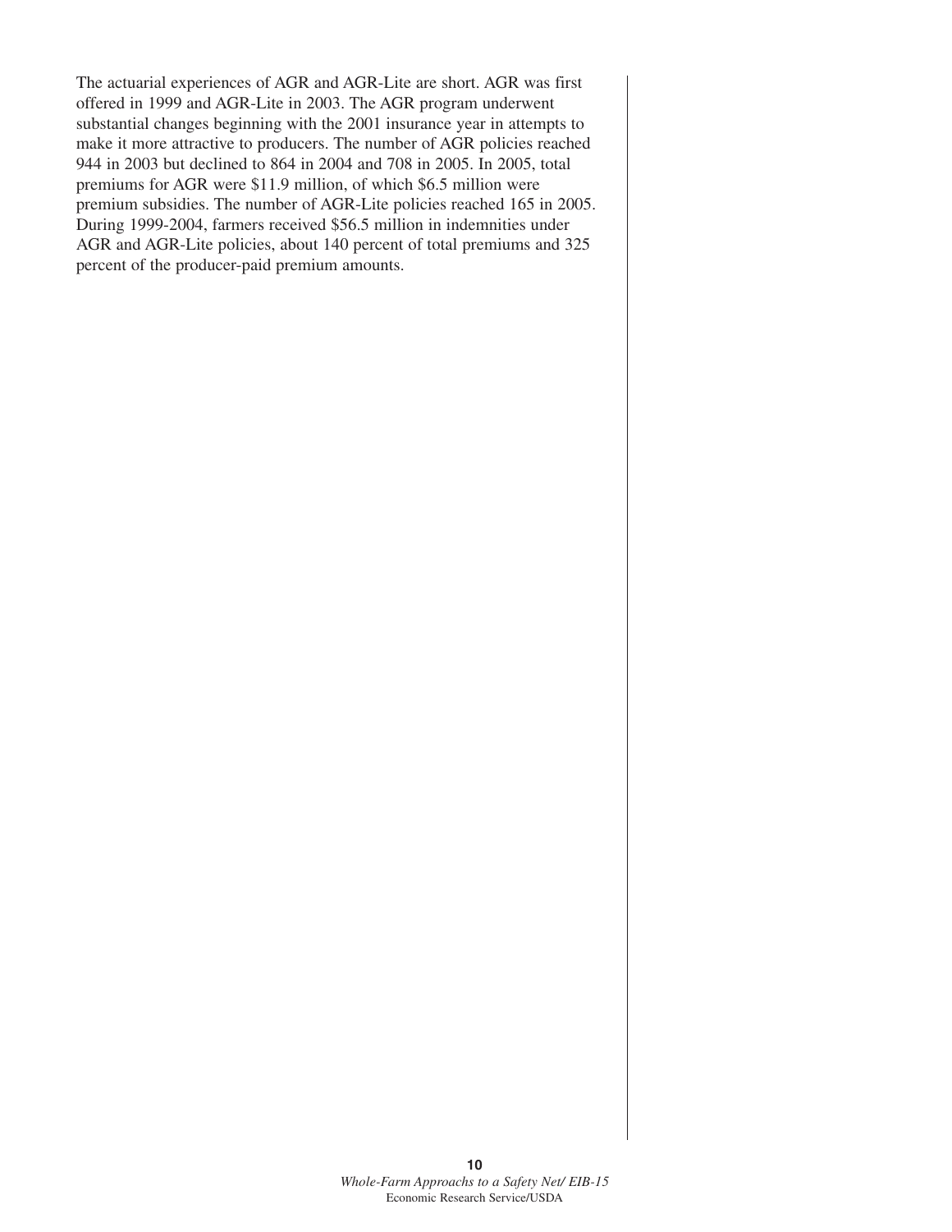The actuarial experiences of AGR and AGR-Lite are short. AGR was first offered in 1999 and AGR-Lite in 2003. The AGR program underwent substantial changes beginning with the 2001 insurance year in attempts to make it more attractive to producers. The number of AGR policies reached 944 in 2003 but declined to 864 in 2004 and 708 in 2005. In 2005, total premiums for AGR were $11.9 million, of which $6.5 million were premium subsidies. The number of AGR-Lite policies reached 165 in 2005. During 1999-2004, farmers received $56.5 million in indemnities under AGR and AGR-Lite policies, about 140 percent of total premiums and 325 percent of the producer-paid premium amounts.